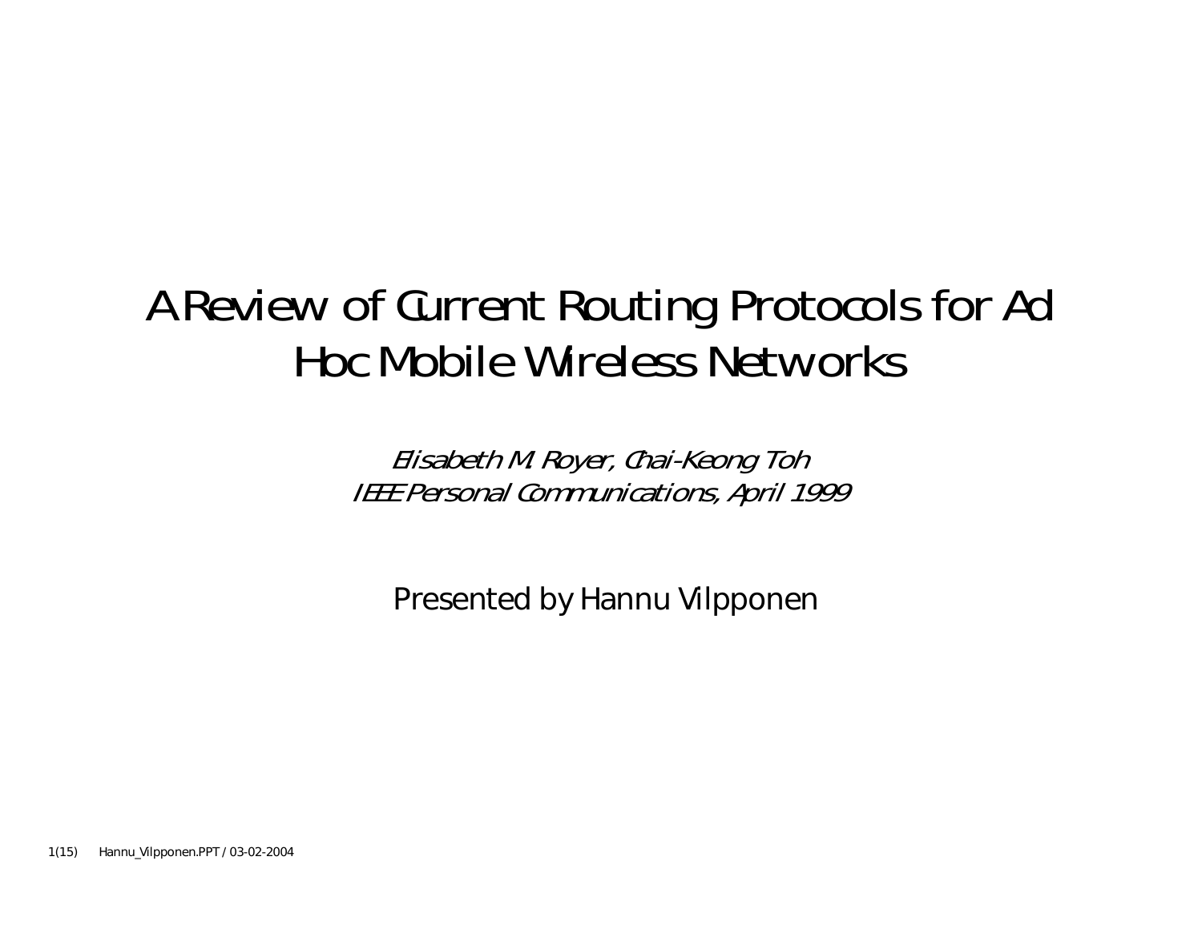# A Review of Current Routing Protocols for Ad Hoc Mobile Wireless Networks

*Elisabeth M. Royer, Chai-Keong Toh*
*IEEE Personal Communications, April 1999*

Presented by Hannu Vilpponen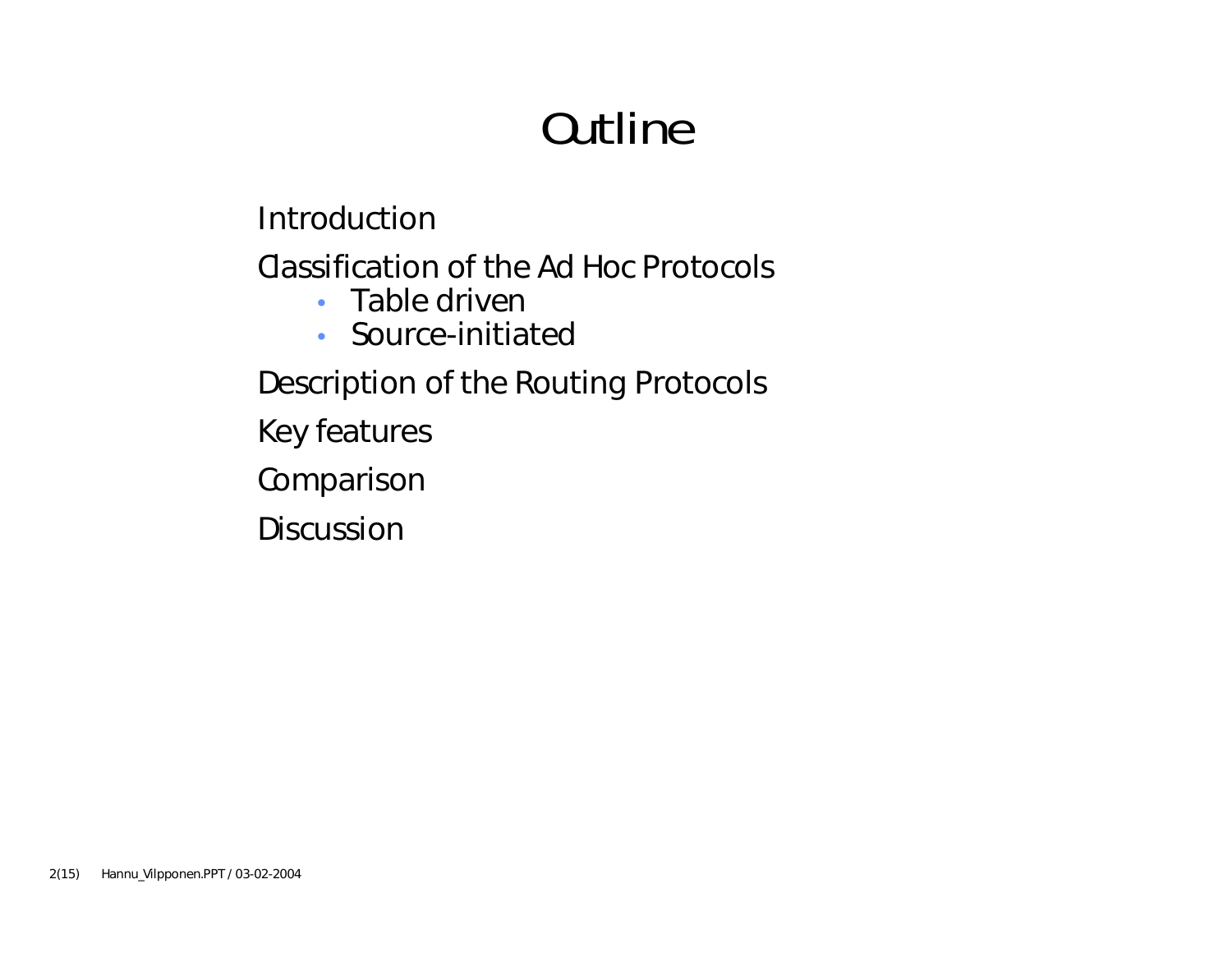# Outline

Introduction

Classification of the Ad Hoc Protocols

- Table driven
- Source-initiated

Description of the Routing Protocols

Key features

Comparison

Discussion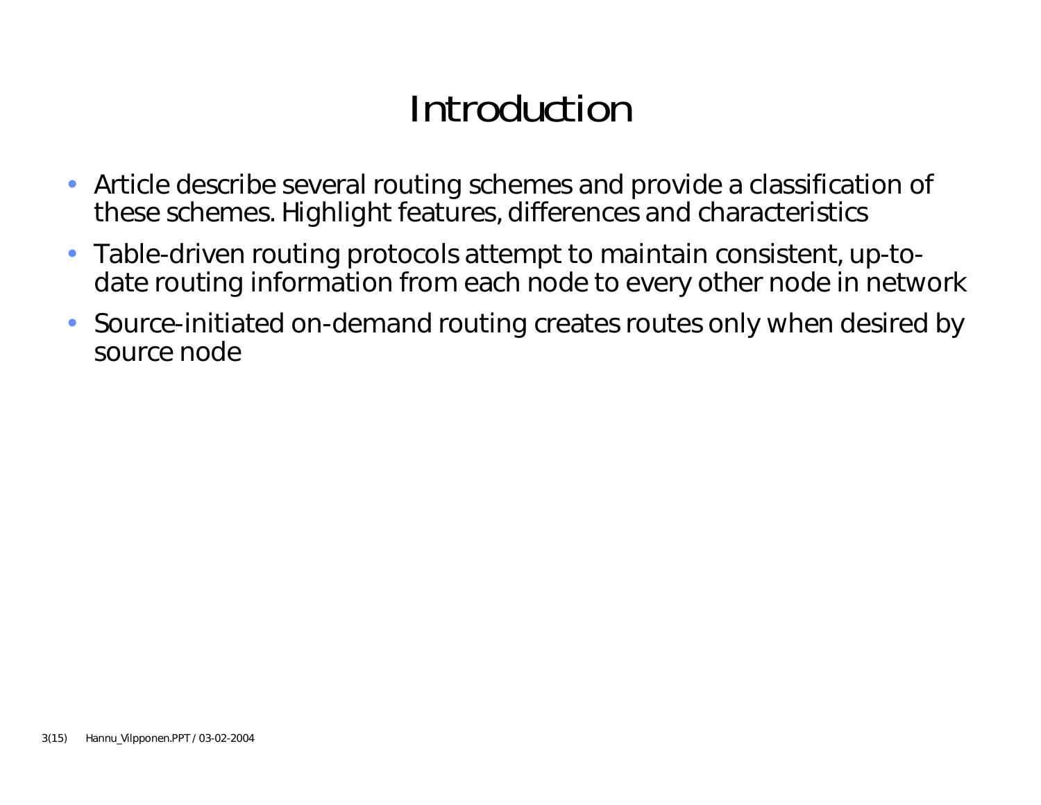# Introduction

- Article describe several routing schemes and provide a classification of these schemes. Highlight features, differences and characteristics
- Table-driven routing protocols attempt to maintain consistent, up-to-date routing information from each node to every other node in network
- Source-initiated on-demand routing creates routes only when desired by source node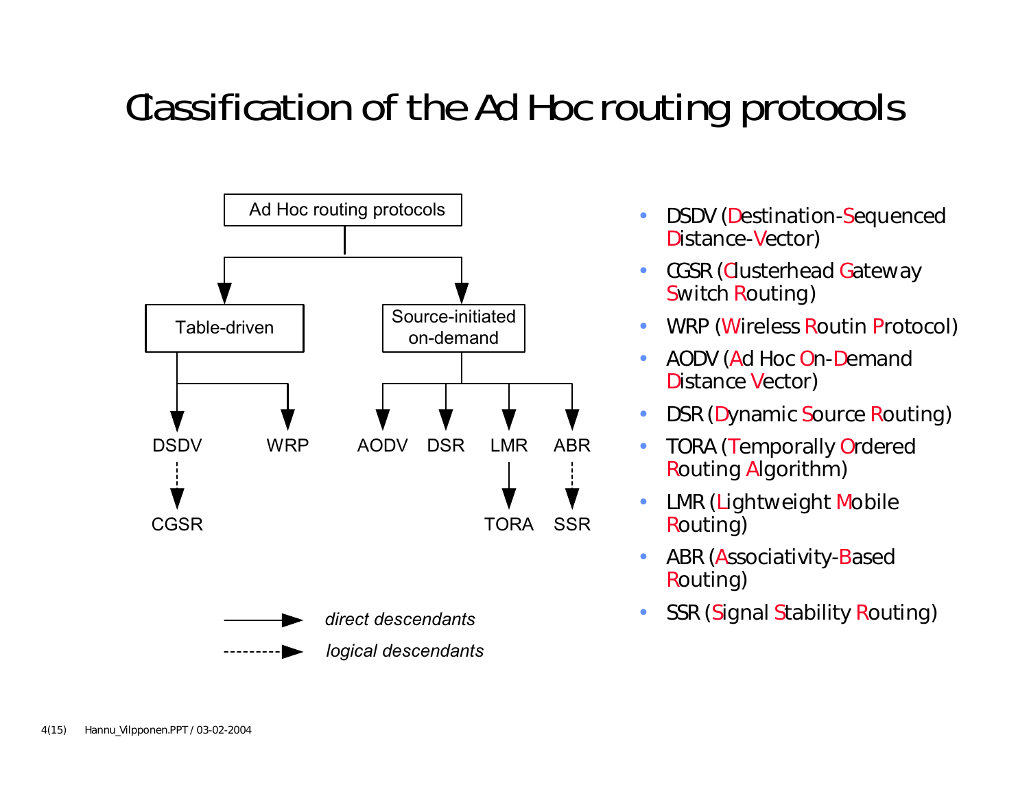# Classification of the Ad Hoc routing protocols

- Ad Hoc routing protocols
  - Table-driven
    - DSDV
      - CGSR (logical descendant)
    - WRP
  - Source-initiated on-demand
    - AODV
    - DSR
    - LMR
      - TORA (direct descendant)
    - ABR
      - SSR (logical descendant)

*direct descendants*

*logical descendants*

- DSDV (Destination-Sequenced Distance-Vector)
- CGSR (Clusterhead Gateway Switch Routing)
- WRP (Wireless Routin Protocol)
- AODV (Ad Hoc On-Demand Distance Vector)
- DSR (Dynamic Source Routing)
- TORA (Temporally Ordered Routing Algorithm)
- LMR (Lightweight Mobile Routing)
- ABR (Associativity-Based Routing)
- SSR (Signal Stability Routing)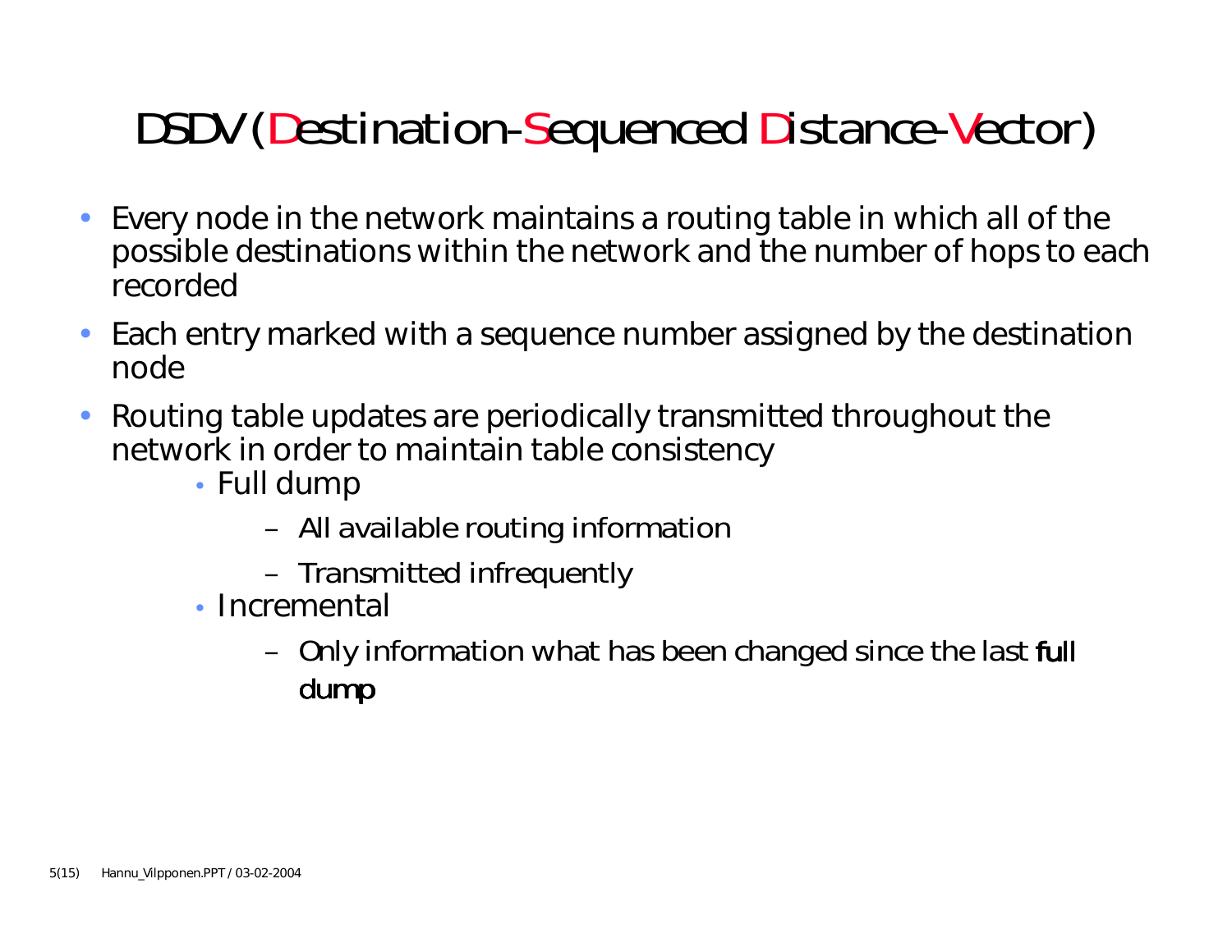# DSDV (Destination-Sequenced Distance-Vector)

- Every node in the network maintains a routing table in which all of the possible destinations within the network and the number of hops to each recorded
- Each entry marked with a sequence number assigned by the destination node
- Routing table updates are periodically transmitted throughout the network in order to maintain table consistency
  - Full dump
    - All available routing information
    - Transmitted infrequently
  - Incremental
    - Only information what has been changed since the last full dump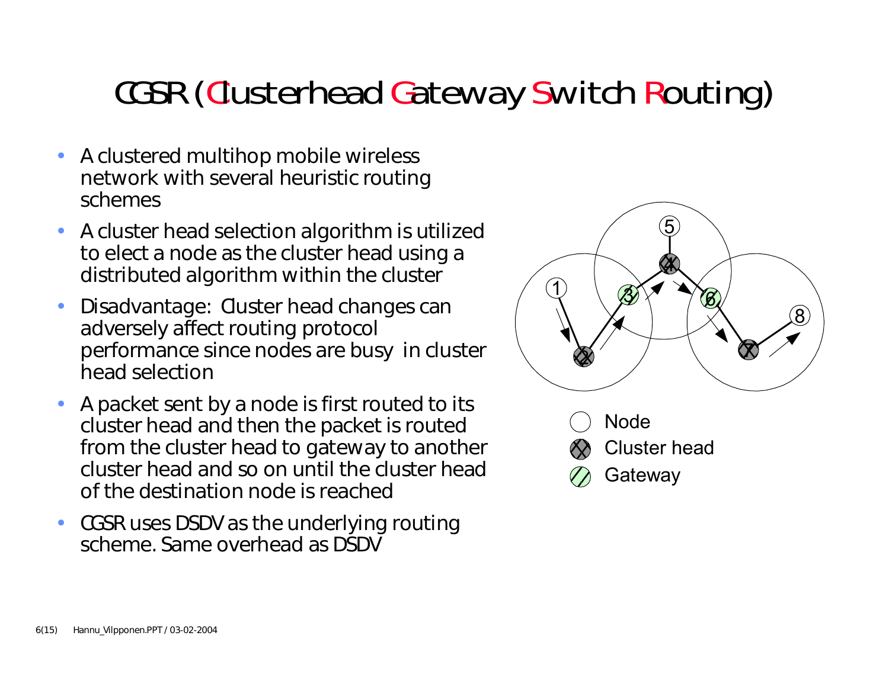# CGSR (Clusterhead Gateway Switch Routing)

- A clustered multihop mobile wireless network with several heuristic routing schemes
- A cluster head selection algorithm is utilized to elect a node as the cluster head using a distributed algorithm within the cluster
- Disadvantage: Cluster head changes can adversely affect routing protocol performance since nodes are busy in cluster head selection
- A packet sent by a node is first routed to its cluster head and then the packet is routed from the cluster head to gateway to another cluster head and so on until the cluster head of the destination node is reached
- CGSR uses DSDV as the underlying routing scheme. Same overhead as DSDV

Node
Cluster head
Gateway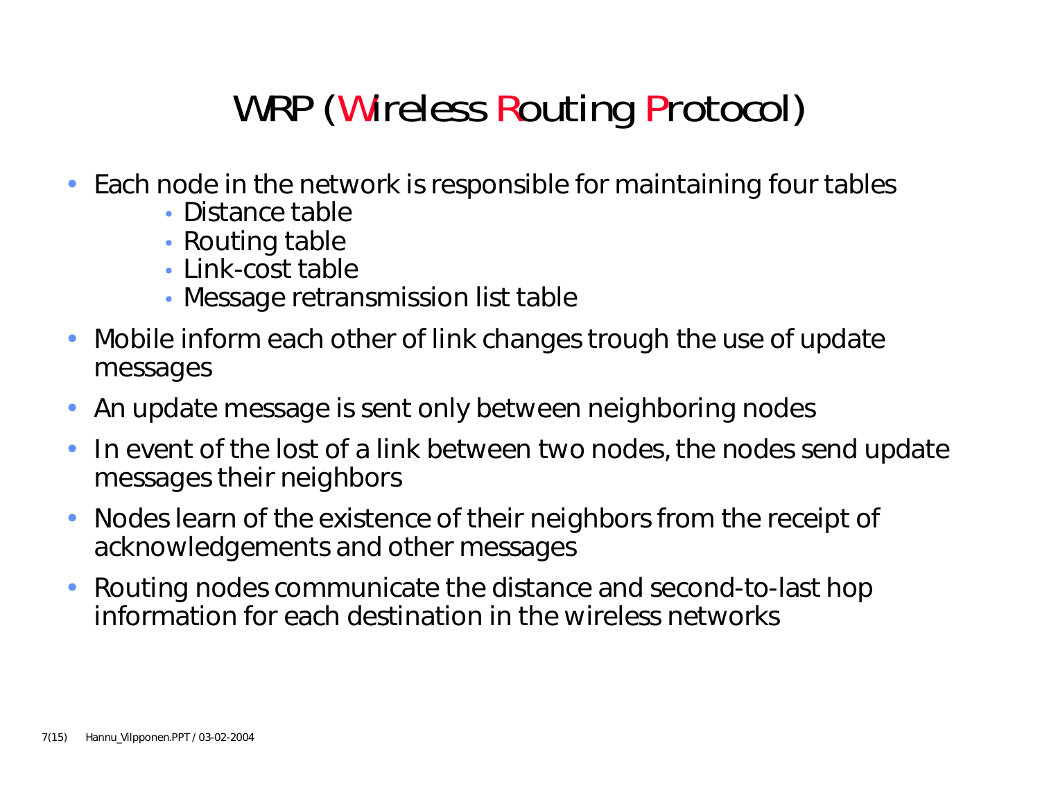# WRP (Wireless Routing Protocol)

- Each node in the network is responsible for maintaining four tables
  - Distance table
  - Routing table
  - Link-cost table
  - Message retransmission list table
- Mobile inform each other of link changes trough the use of update messages
- An update message is sent only between neighboring nodes
- In event of the lost of a link between two nodes, the nodes send update messages their neighbors
- Nodes learn of the existence of their neighbors from the receipt of acknowledgements and other messages
- Routing nodes communicate the distance and second-to-last hop information for each destination in the wireless networks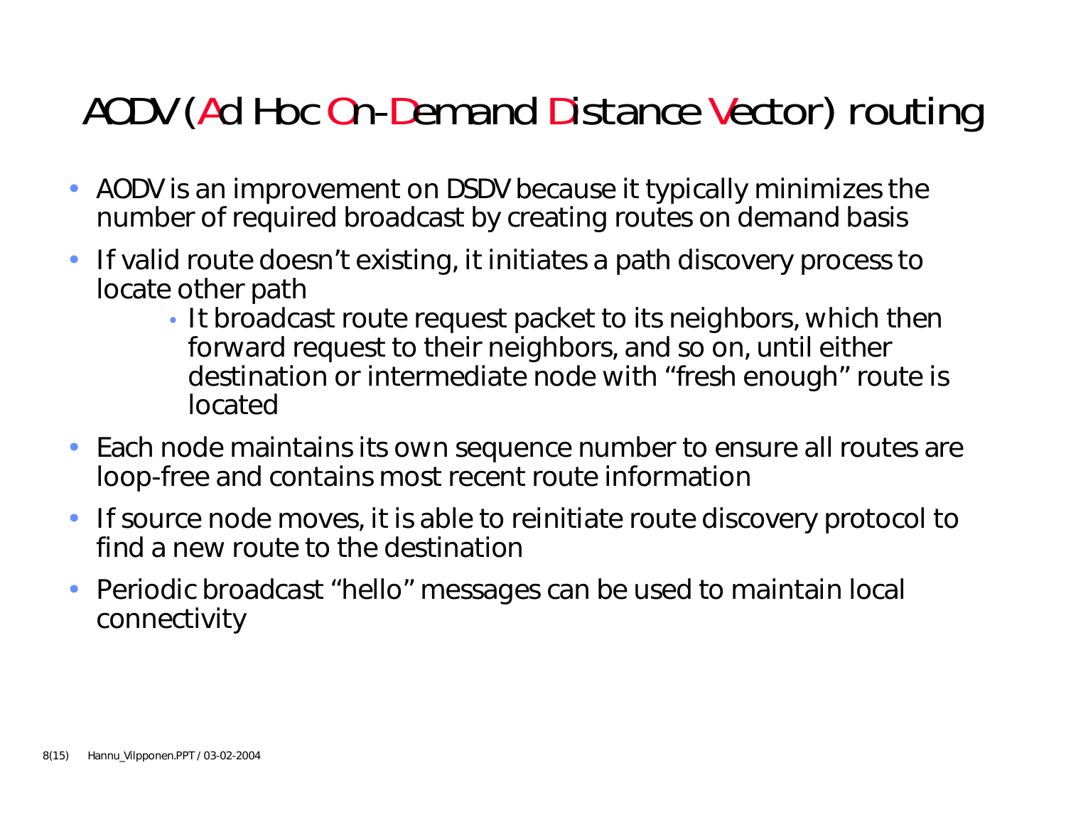# AODV (Ad Hoc On-Demand Distance Vector) routing

- AODV is an improvement on DSDV because it typically minimizes the number of required broadcast by creating routes on demand basis
- If valid route doesn't existing, it initiates a path discovery process to locate other path
  - It broadcast route request packet to its neighbors, which then forward request to their neighbors, and so on, until either destination or intermediate node with "fresh enough" route is located
- Each node maintains its own sequence number to ensure all routes are loop-free and contains most recent route information
- If source node moves, it is able to reinitiate route discovery protocol to find a new route to the destination
- Periodic broadcast "hello" messages can be used to maintain local connectivity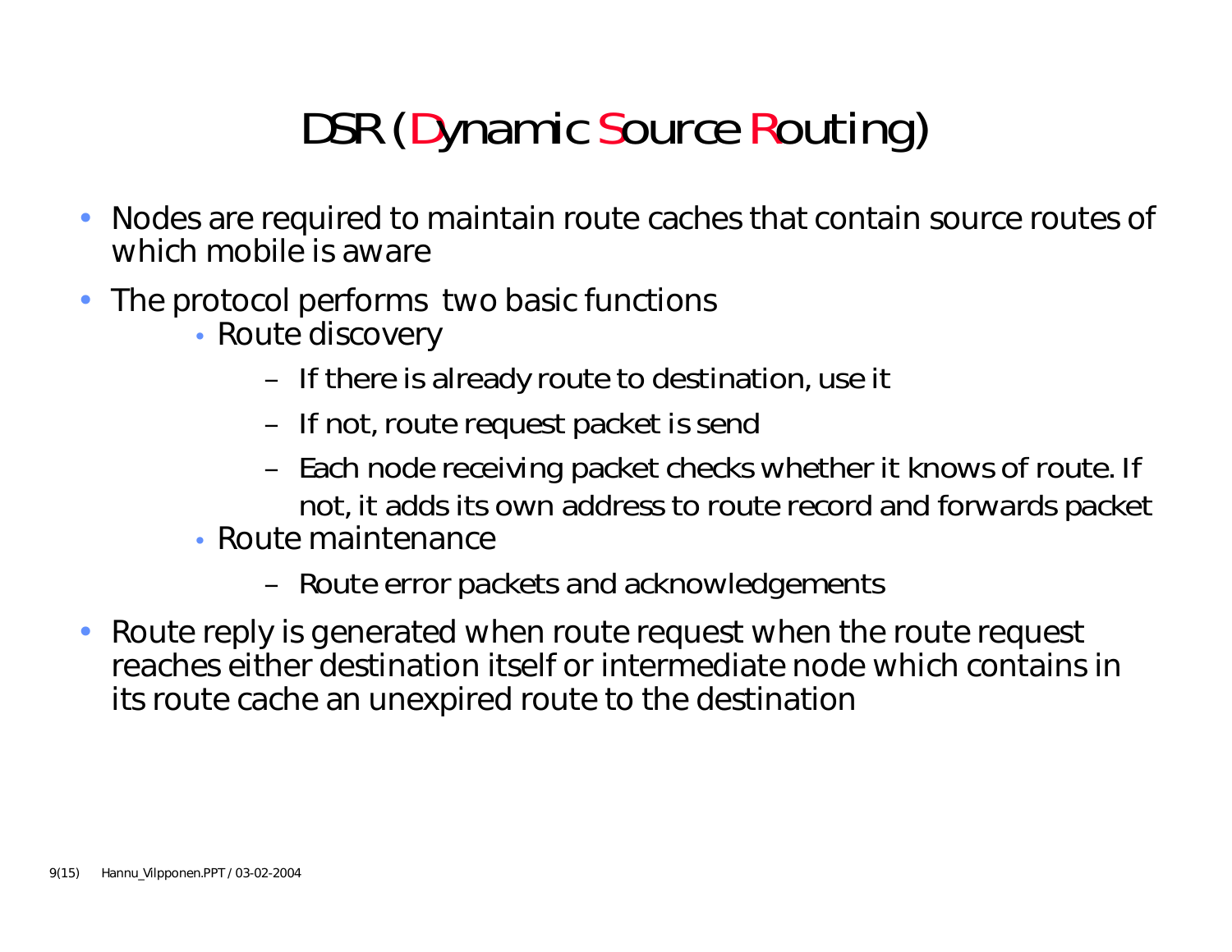# DSR (Dynamic Source Routing)

- Nodes are required to maintain route caches that contain source routes of which mobile is aware
- The protocol performs two basic functions
  - Route discovery
    - If there is already route to destination, use it
    - If not, route request packet is send
    - Each node receiving packet checks whether it knows of route. If not, it adds its own address to route record and forwards packet
  - Route maintenance
    - Route error packets and acknowledgements
- Route reply is generated when route request when the route request reaches either destination itself or intermediate node which contains in its route cache an unexpired route to the destination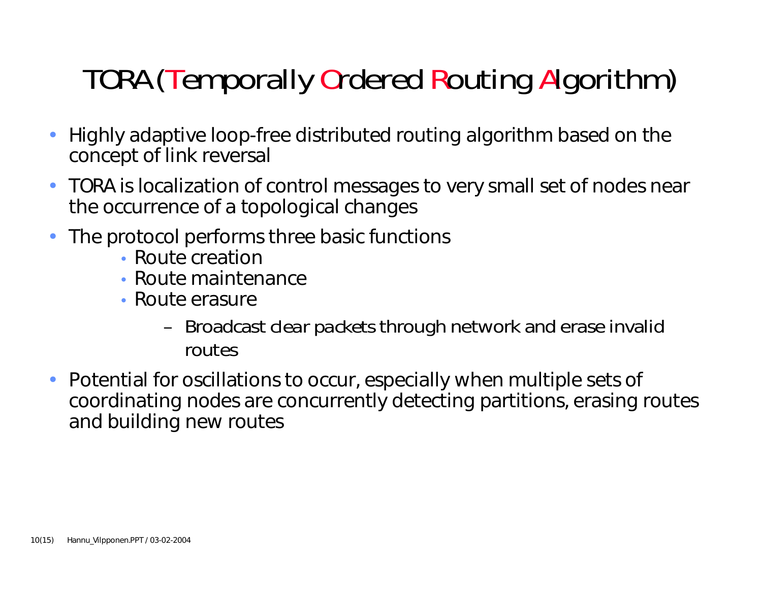# TORA (Temporally Ordered Routing Algorithm)

- Highly adaptive loop-free distributed routing algorithm based on the concept of link reversal
- TORA is localization of control messages to very small set of nodes near the occurrence of a topological changes
- The protocol performs three basic functions
  - Route creation
  - Route maintenance
  - Route erasure
    - Broadcast clear packets through network and erase invalid routes
- Potential for oscillations to occur, especially when multiple sets of coordinating nodes are concurrently detecting partitions, erasing routes and building new routes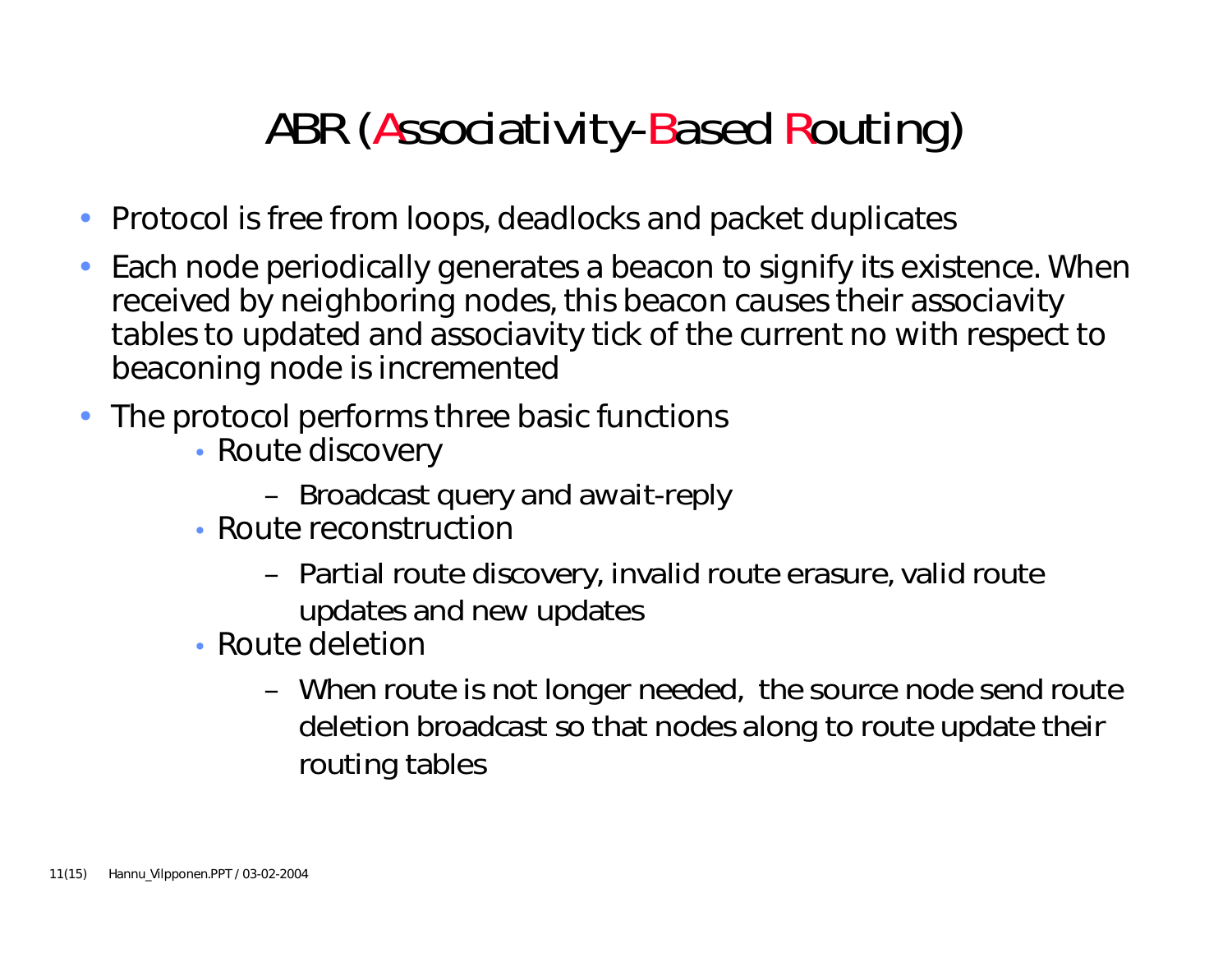# ABR (Associativity-Based Routing)

- Protocol is free from loops, deadlocks and packet duplicates
- Each node periodically generates a beacon to signify its existence. When received by neighboring nodes, this beacon causes their associavity tables to updated and associavity tick of the current no with respect to beaconing node is incremented
- The protocol performs three basic functions
  - Route discovery
    - Broadcast query and await-reply
  - Route reconstruction
    - Partial route discovery, invalid route erasure, valid route updates and new updates
  - Route deletion
    - When route is not longer needed,  the source node send route deletion broadcast so that nodes along to route update their routing tables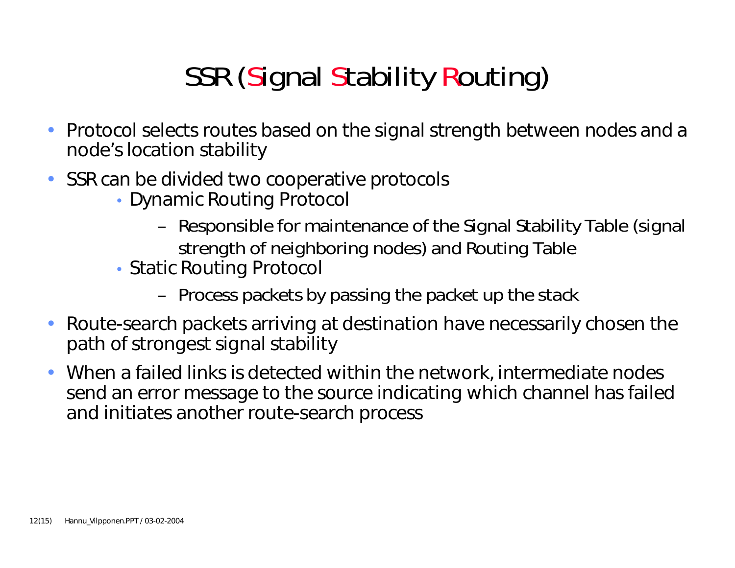# SSR (Signal Stability Routing)

- Protocol selects routes based on the signal strength between nodes and a node's location stability
- SSR can be divided two cooperative protocols
  - Dynamic Routing Protocol
    - Responsible for maintenance of the Signal Stability Table (signal strength of neighboring nodes) and Routing Table
  - Static Routing Protocol
    - Process packets by passing the packet up the stack
- Route-search packets arriving at destination have necessarily chosen the path of strongest signal stability
- When a failed links is detected within the network, intermediate nodes send an error message to the source indicating which channel has failed and initiates another route-search process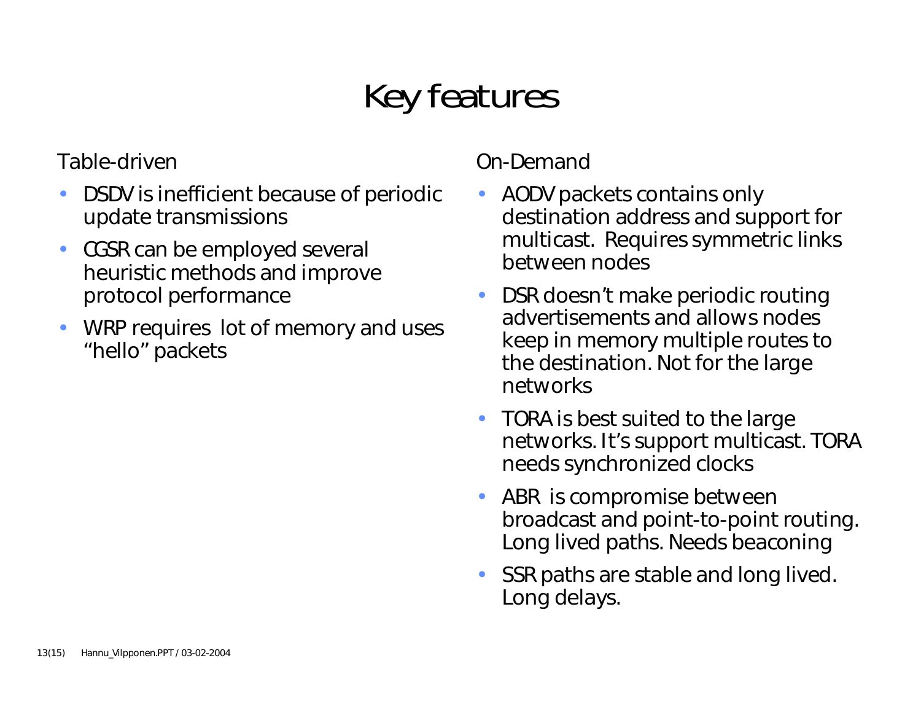# Key features

Table-driven

- DSDV is inefficient because of periodic update transmissions
- CGSR can be employed several heuristic methods and improve protocol performance
- WRP requires lot of memory and uses "hello" packets

On-Demand

- AODV packets contains only destination address and support for multicast. Requires symmetric links between nodes
- DSR doesn't make periodic routing advertisements and allows nodes keep in memory multiple routes to the destination. Not for the large networks
- TORA is best suited to the large networks. It's support multicast. TORA needs synchronized clocks
- ABR is compromise between broadcast and point-to-point routing. Long lived paths. Needs beaconing
- SSR paths are stable and long lived. Long delays.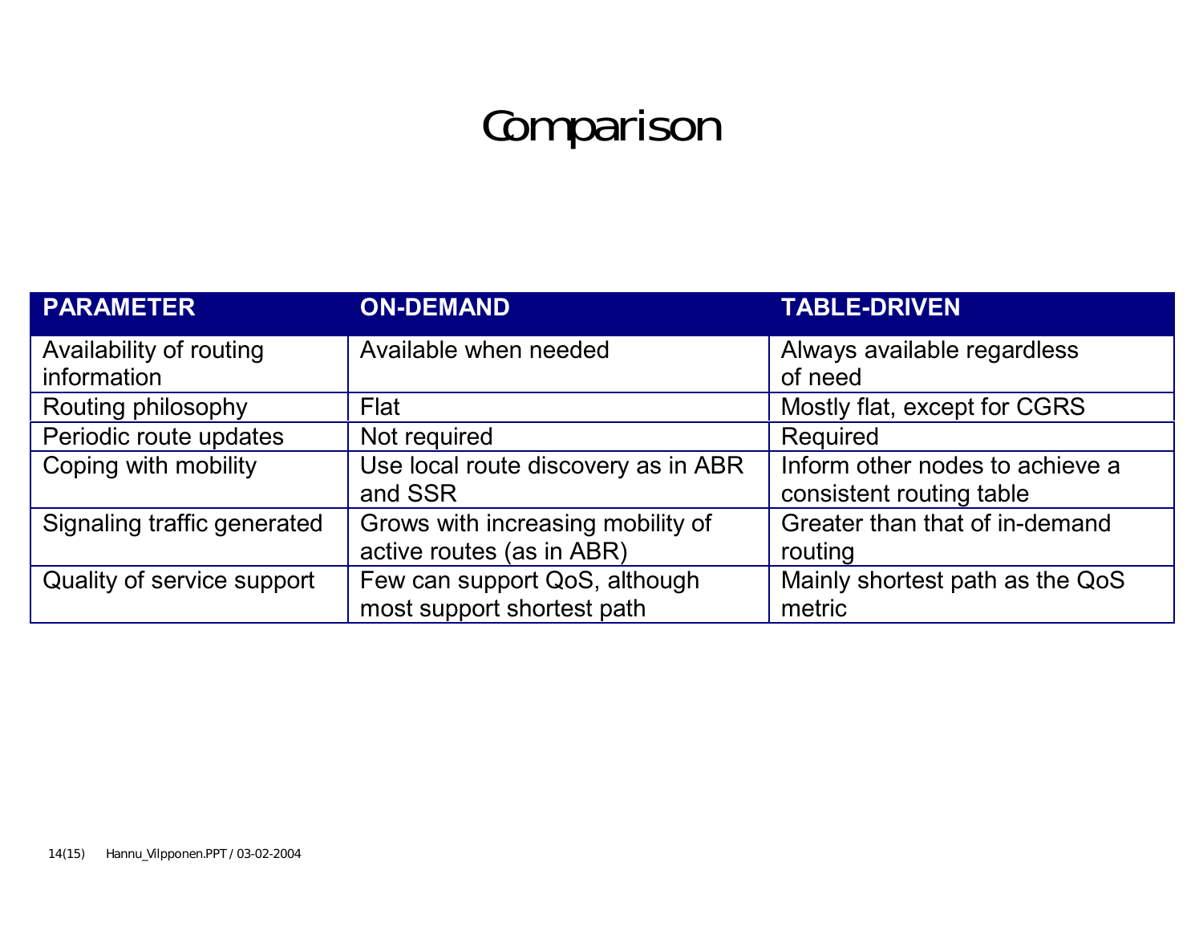# Comparison

| PARAMETER | ON-DEMAND | TABLE-DRIVEN |
| --- | --- | --- |
| Availability of routing information | Available when needed | Always available regardless of need |
| Routing philosophy | Flat | Mostly flat, except for CGRS |
| Periodic route updates | Not required | Required |
| Coping with mobility | Use local route discovery as in ABR and SSR | Inform other nodes to achieve a consistent routing table |
| Signaling traffic generated | Grows with increasing mobility of active routes (as in ABR) | Greater than that of in-demand routing |
| Quality of service support | Few can support QoS, although most support shortest path | Mainly shortest path as the QoS metric |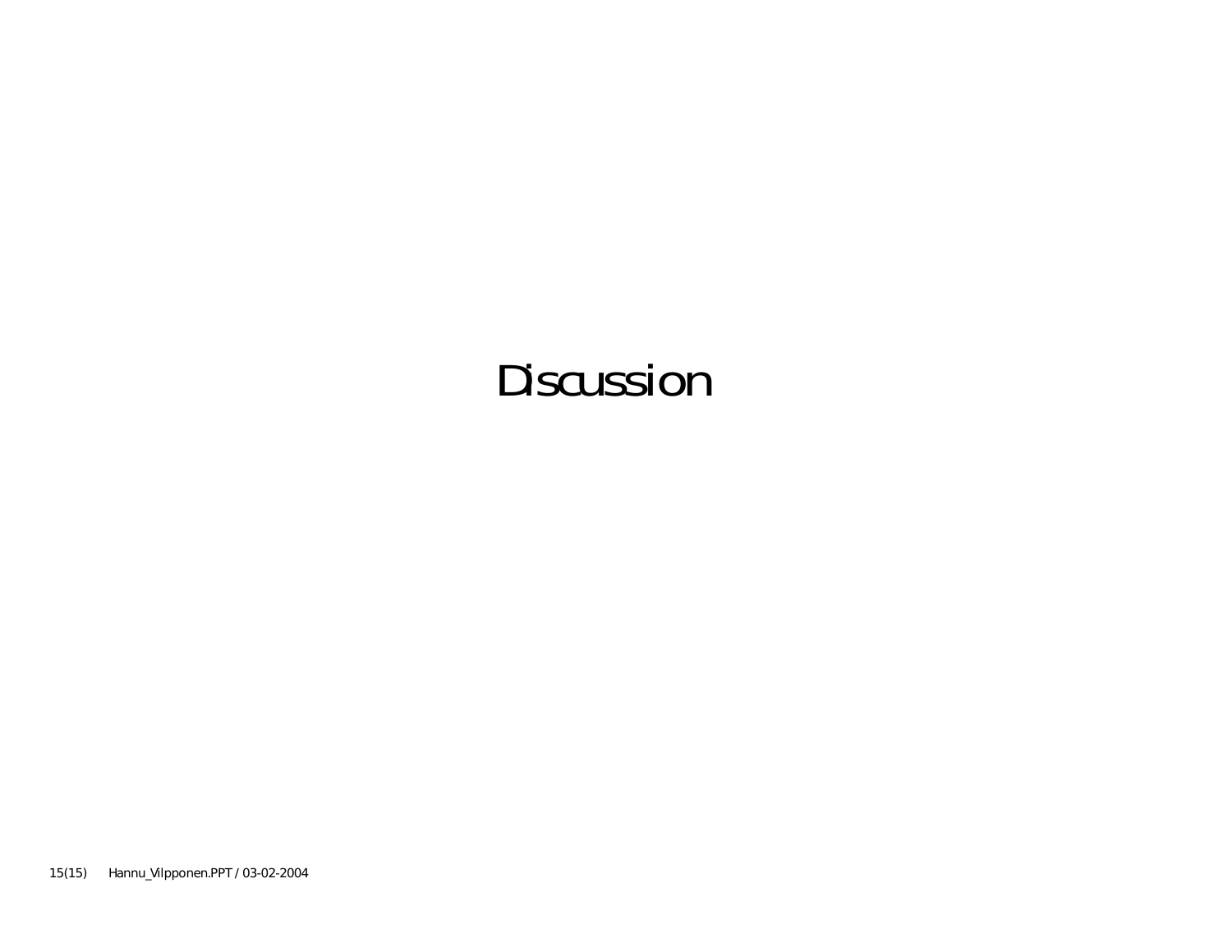# Discussion